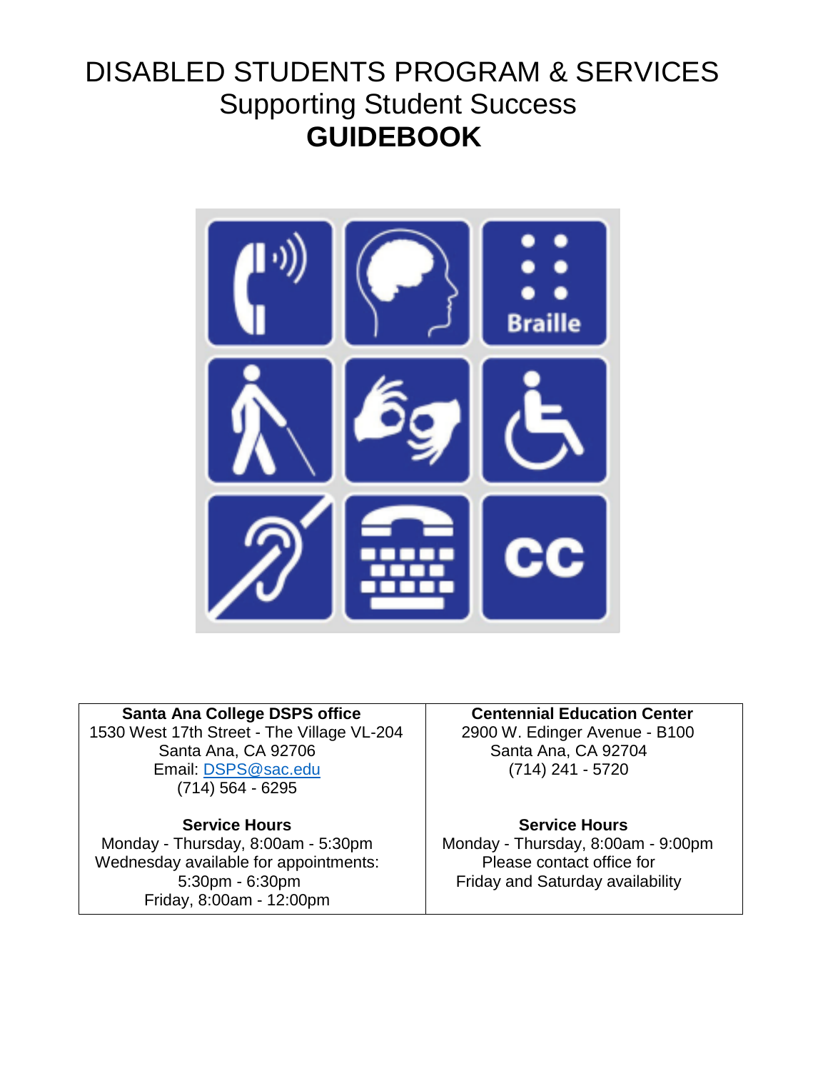# DISABLED STUDENTS PROGRAM & SERVICES
## Supporting Student Success
# GUIDEBOOK

| **Santa Ana College DSPS office** | **Centennial Education Center** |
| --- | --- |
| 1530 West 17th Street - The Village VL-204<br>Santa Ana, CA 92706<br>Email: DSPS@sac.edu<br>(714) 564 - 6295 | 2900 W. Edinger Avenue - B100<br>Santa Ana, CA 92704<br>(714) 241 - 5720 |
| **Service Hours**<br>Monday - Thursday, 8:00am - 5:30pm<br>Wednesday available for appointments:<br>5:30pm - 6:30pm<br>Friday, 8:00am - 12:00pm | **Service Hours**<br>Monday - Thursday, 8:00am - 9:00pm<br>Please contact office for<br>Friday and Saturday availability |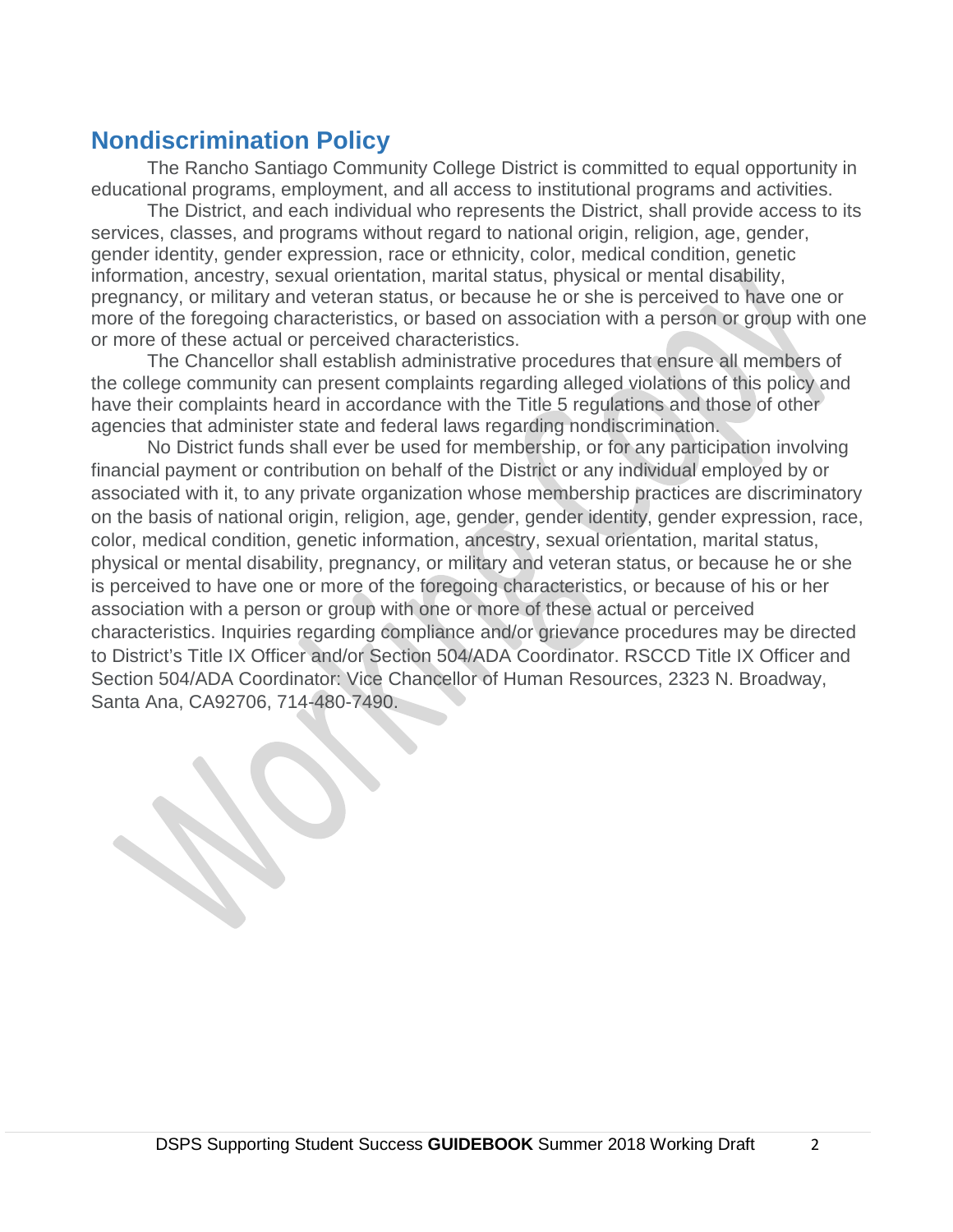## Nondiscrimination Policy

The Rancho Santiago Community College District is committed to equal opportunity in educational programs, employment, and all access to institutional programs and activities.

The District, and each individual who represents the District, shall provide access to its services, classes, and programs without regard to national origin, religion, age, gender, gender identity, gender expression, race or ethnicity, color, medical condition, genetic information, ancestry, sexual orientation, marital status, physical or mental disability, pregnancy, or military and veteran status, or because he or she is perceived to have one or more of the foregoing characteristics, or based on association with a person or group with one or more of these actual or perceived characteristics.

The Chancellor shall establish administrative procedures that ensure all members of the college community can present complaints regarding alleged violations of this policy and have their complaints heard in accordance with the Title 5 regulations and those of other agencies that administer state and federal laws regarding nondiscrimination.

No District funds shall ever be used for membership, or for any participation involving financial payment or contribution on behalf of the District or any individual employed by or associated with it, to any private organization whose membership practices are discriminatory on the basis of national origin, religion, age, gender, gender identity, gender expression, race, color, medical condition, genetic information, ancestry, sexual orientation, marital status, physical or mental disability, pregnancy, or military and veteran status, or because he or she is perceived to have one or more of the foregoing characteristics, or because of his or her association with a person or group with one or more of these actual or perceived characteristics. Inquiries regarding compliance and/or grievance procedures may be directed to District's Title IX Officer and/or Section 504/ADA Coordinator. RSCCD Title IX Officer and Section 504/ADA Coordinator: Vice Chancellor of Human Resources, 2323 N. Broadway, Santa Ana, CA92706, 714-480-7490.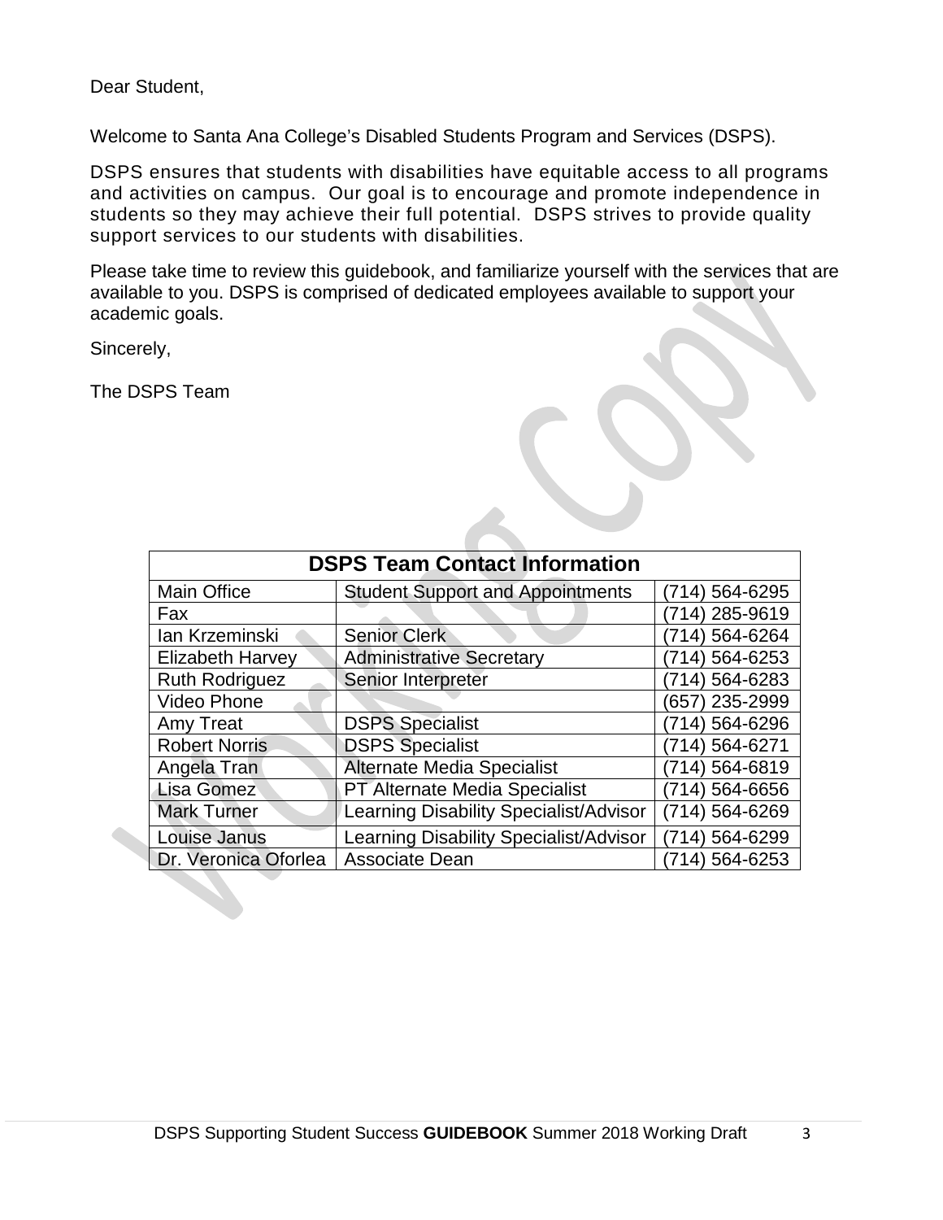Dear Student,

Welcome to Santa Ana College's Disabled Students Program and Services (DSPS).

DSPS ensures that students with disabilities have equitable access to all programs and activities on campus. Our goal is to encourage and promote independence in students so they may achieve their full potential. DSPS strives to provide quality support services to our students with disabilities.

Please take time to review this guidebook, and familiarize yourself with the services that are available to you. DSPS is comprised of dedicated employees available to support your academic goals.

Sincerely,

The DSPS Team

| DSPS Team Contact Information | | |
|---|---|---|
| Main Office | Student Support and Appointments | (714) 564-6295 |
| Fax | | (714) 285-9619 |
| Ian Krzeminski | Senior Clerk | (714) 564-6264 |
| Elizabeth Harvey | Administrative Secretary | (714) 564-6253 |
| Ruth Rodriguez | Senior Interpreter | (714) 564-6283 |
| Video Phone | | (657) 235-2999 |
| Amy Treat | DSPS Specialist | (714) 564-6296 |
| Robert Norris | DSPS Specialist | (714) 564-6271 |
| Angela Tran | Alternate Media Specialist | (714) 564-6819 |
| Lisa Gomez | PT Alternate Media Specialist | (714) 564-6656 |
| Mark Turner | Learning Disability Specialist/Advisor | (714) 564-6269 |
| Louise Janus | Learning Disability Specialist/Advisor | (714) 564-6299 |
| Dr. Veronica Oforlea | Associate Dean | (714) 564-6253 |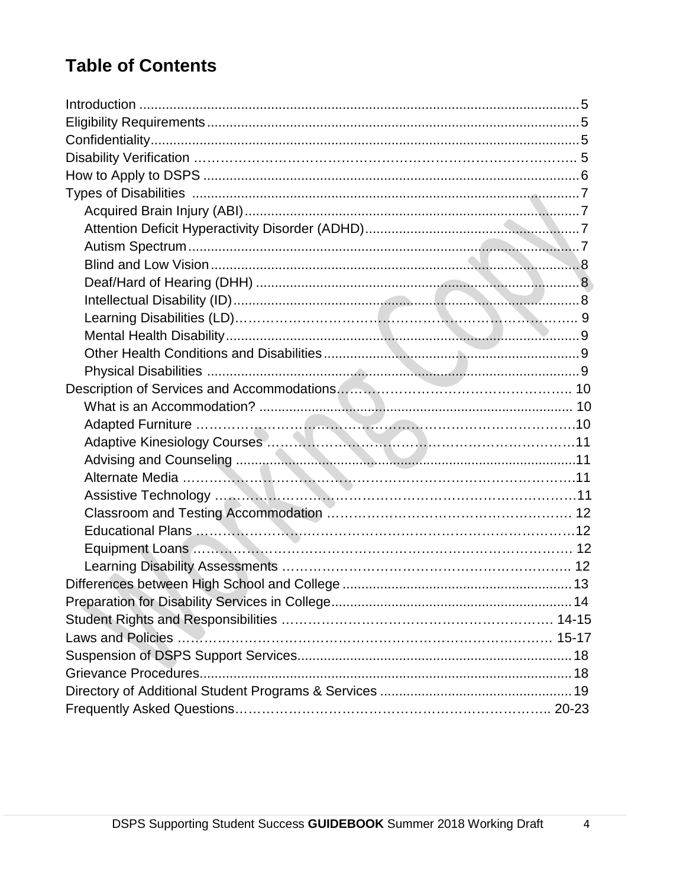# Table of Contents

Introduction ..................................................................................................................5
Eligibility Requirements..................................................................................................5
Confidentiality.................................................................................................................5
Disability Verification ……………………………………………………………………….. 5
How to Apply to DSPS ...................................................................................................6
Types of Disabilities .....................................................................................................7
- Acquired Brain Injury (ABI)........................................................................................7
- Attention Deficit Hyperactivity Disorder (ADHD)........................................................7
- Autism Spectrum.......................................................................................................7
- Blind and Low Vision.................................................................................................8
- Deaf/Hard of Hearing (DHH) .....................................................................................8
- Intellectual Disability (ID)...........................................................................................8
- Learning Disabilities (LD)……………………………………………………………….. 9
- Mental Health Disability.............................................................................................9
- Other Health Conditions and Disabilities...................................................................9
- Physical Disabilities ..................................................................................................9

Description of Services and Accommodations………………………………………….. 10
- What is an Accommodation? ................................................................................. 10
- Adapted Furniture ……………………………………………………………………….10
- Adaptive Kinesiology Courses …………………………………………………………11
- Advising and Counseling .........................................................................................11
- Alternate Media ………………………………………………………………………….11
- Assistive Technology ……………………………………………………………………11
- Classroom and Testing Accommodation ……………………………………………. 12
- Educational Plans ………………………………………………………………………12
- Equipment Loans ……………………………………………………………………… 12
- Learning Disability Assessments …………………………………………………….. 12

Differences between High School and College ............................................................13
Preparation for Disability Services in College...............................................................14
Student Rights and Responsibilities ………………………………………………… 14-15
Laws and Policies ………………………………………………………………………… 15-17
Suspension of DSPS Support Services........................................................................18
Grievance Procedures..................................................................................................18
Directory of Additional Student Programs & Services ..................................................19
Frequently Asked Questions……………………………………………………………….. 20-23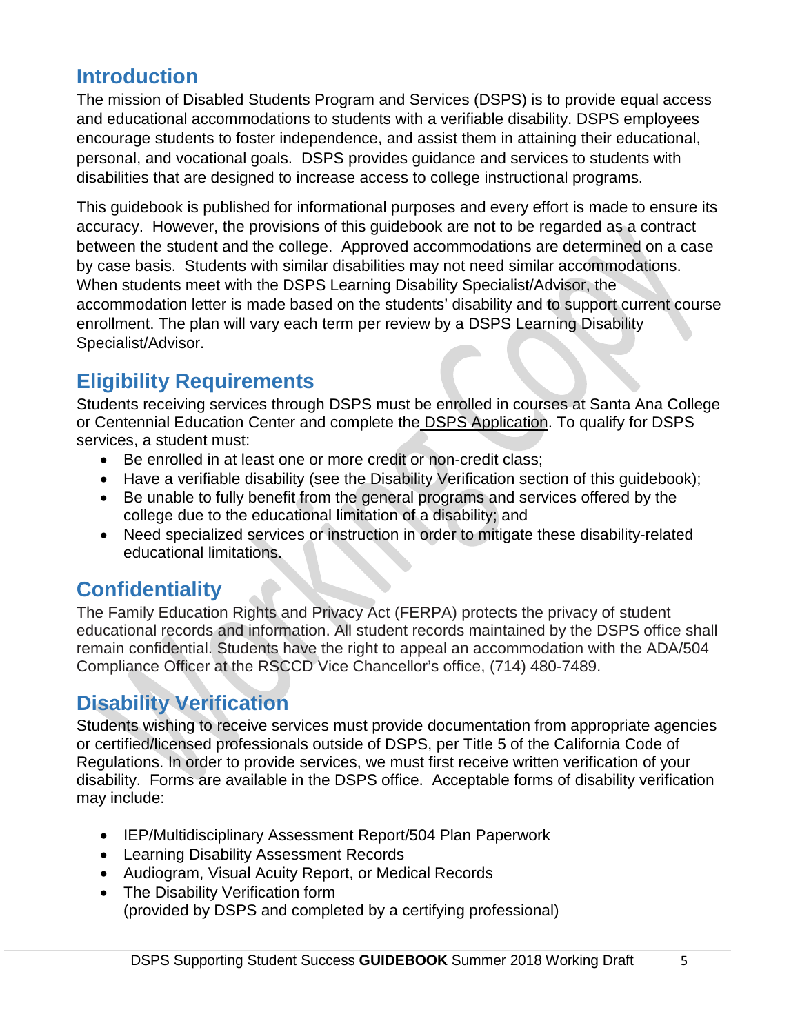## Introduction

The mission of Disabled Students Program and Services (DSPS) is to provide equal access and educational accommodations to students with a verifiable disability. DSPS employees encourage students to foster independence, and assist them in attaining their educational, personal, and vocational goals. DSPS provides guidance and services to students with disabilities that are designed to increase access to college instructional programs.

This guidebook is published for informational purposes and every effort is made to ensure its accuracy. However, the provisions of this guidebook are not to be regarded as a contract between the student and the college. Approved accommodations are determined on a case by case basis. Students with similar disabilities may not need similar accommodations. When students meet with the DSPS Learning Disability Specialist/Advisor, the accommodation letter is made based on the students' disability and to support current course enrollment. The plan will vary each term per review by a DSPS Learning Disability Specialist/Advisor.

## Eligibility Requirements

Students receiving services through DSPS must be enrolled in courses at Santa Ana College or Centennial Education Center and complete the DSPS Application. To qualify for DSPS services, a student must:

- Be enrolled in at least one or more credit or non-credit class;
- Have a verifiable disability (see the Disability Verification section of this guidebook);
- Be unable to fully benefit from the general programs and services offered by the college due to the educational limitation of a disability; and
- Need specialized services or instruction in order to mitigate these disability-related educational limitations.

## Confidentiality

The Family Education Rights and Privacy Act (FERPA) protects the privacy of student educational records and information. All student records maintained by the DSPS office shall remain confidential. Students have the right to appeal an accommodation with the ADA/504 Compliance Officer at the RSCCD Vice Chancellor's office, (714) 480-7489.

## Disability Verification

Students wishing to receive services must provide documentation from appropriate agencies or certified/licensed professionals outside of DSPS, per Title 5 of the California Code of Regulations. In order to provide services, we must first receive written verification of your disability. Forms are available in the DSPS office. Acceptable forms of disability verification may include:

- IEP/Multidisciplinary Assessment Report/504 Plan Paperwork
- Learning Disability Assessment Records
- Audiogram, Visual Acuity Report, or Medical Records
- The Disability Verification form
  (provided by DSPS and completed by a certifying professional)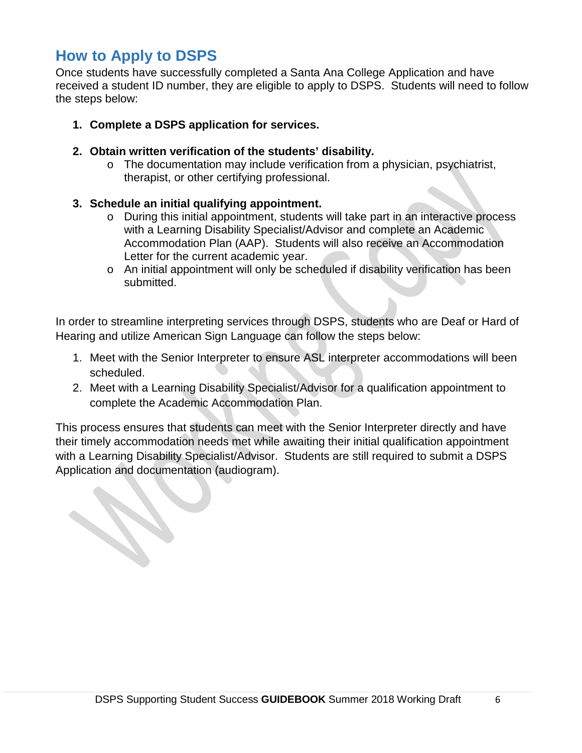## How to Apply to DSPS

Once students have successfully completed a Santa Ana College Application and have received a student ID number, they are eligible to apply to DSPS. Students will need to follow the steps below:

1. **Complete a DSPS application for services.**

2. **Obtain written verification of the students' disability.**
   - The documentation may include verification from a physician, psychiatrist, therapist, or other certifying professional.

3. **Schedule an initial qualifying appointment.**
   - During this initial appointment, students will take part in an interactive process with a Learning Disability Specialist/Advisor and complete an Academic Accommodation Plan (AAP). Students will also receive an Accommodation Letter for the current academic year.
   - An initial appointment will only be scheduled if disability verification has been submitted.

In order to streamline interpreting services through DSPS, students who are Deaf or Hard of Hearing and utilize American Sign Language can follow the steps below:

1. Meet with the Senior Interpreter to ensure ASL interpreter accommodations will been scheduled.
2. Meet with a Learning Disability Specialist/Advisor for a qualification appointment to complete the Academic Accommodation Plan.

This process ensures that students can meet with the Senior Interpreter directly and have their timely accommodation needs met while awaiting their initial qualification appointment with a Learning Disability Specialist/Advisor. Students are still required to submit a DSPS Application and documentation (audiogram).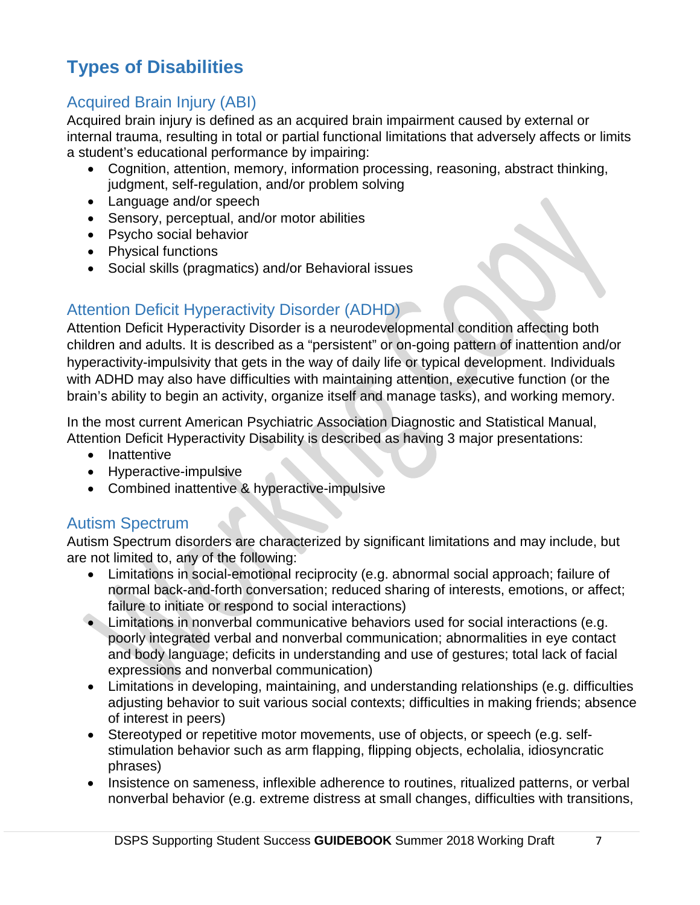# Types of Disabilities

## Acquired Brain Injury (ABI)

Acquired brain injury is defined as an acquired brain impairment caused by external or internal trauma, resulting in total or partial functional limitations that adversely affects or limits a student's educational performance by impairing:

- Cognition, attention, memory, information processing, reasoning, abstract thinking, judgment, self-regulation, and/or problem solving
- Language and/or speech
- Sensory, perceptual, and/or motor abilities
- Psycho social behavior
- Physical functions
- Social skills (pragmatics) and/or Behavioral issues

## Attention Deficit Hyperactivity Disorder (ADHD)

Attention Deficit Hyperactivity Disorder is a neurodevelopmental condition affecting both children and adults. It is described as a "persistent" or on-going pattern of inattention and/or hyperactivity-impulsivity that gets in the way of daily life or typical development. Individuals with ADHD may also have difficulties with maintaining attention, executive function (or the brain's ability to begin an activity, organize itself and manage tasks), and working memory.

In the most current American Psychiatric Association Diagnostic and Statistical Manual, Attention Deficit Hyperactivity Disability is described as having 3 major presentations:

- Inattentive
- Hyperactive-impulsive
- Combined inattentive & hyperactive-impulsive

## Autism Spectrum

Autism Spectrum disorders are characterized by significant limitations and may include, but are not limited to, any of the following:

- Limitations in social-emotional reciprocity (e.g. abnormal social approach; failure of normal back-and-forth conversation; reduced sharing of interests, emotions, or affect; failure to initiate or respond to social interactions)
- Limitations in nonverbal communicative behaviors used for social interactions (e.g. poorly integrated verbal and nonverbal communication; abnormalities in eye contact and body language; deficits in understanding and use of gestures; total lack of facial expressions and nonverbal communication)
- Limitations in developing, maintaining, and understanding relationships (e.g. difficulties adjusting behavior to suit various social contexts; difficulties in making friends; absence of interest in peers)
- Stereotyped or repetitive motor movements, use of objects, or speech (e.g. self-stimulation behavior such as arm flapping, flipping objects, echolalia, idiosyncratic phrases)
- Insistence on sameness, inflexible adherence to routines, ritualized patterns, or verbal nonverbal behavior (e.g. extreme distress at small changes, difficulties with transitions,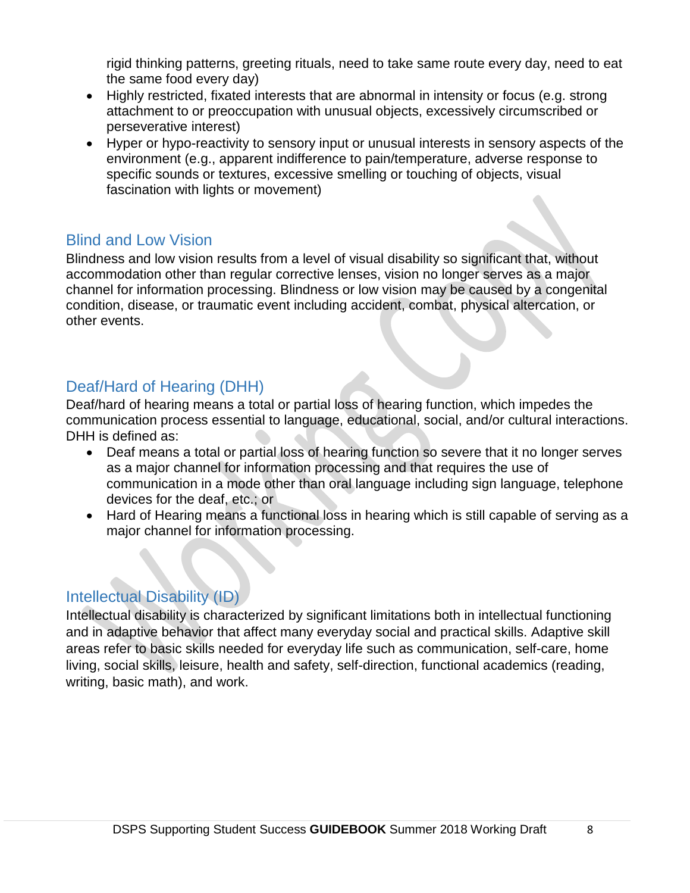rigid thinking patterns, greeting rituals, need to take same route every day, need to eat the same food every day)

- Highly restricted, fixated interests that are abnormal in intensity or focus (e.g. strong attachment to or preoccupation with unusual objects, excessively circumscribed or perseverative interest)
- Hyper or hypo-reactivity to sensory input or unusual interests in sensory aspects of the environment (e.g., apparent indifference to pain/temperature, adverse response to specific sounds or textures, excessive smelling or touching of objects, visual fascination with lights or movement)

## Blind and Low Vision

Blindness and low vision results from a level of visual disability so significant that, without accommodation other than regular corrective lenses, vision no longer serves as a major channel for information processing. Blindness or low vision may be caused by a congenital condition, disease, or traumatic event including accident, combat, physical altercation, or other events.

## Deaf/Hard of Hearing (DHH)

Deaf/hard of hearing means a total or partial loss of hearing function, which impedes the communication process essential to language, educational, social, and/or cultural interactions. DHH is defined as:

- Deaf means a total or partial loss of hearing function so severe that it no longer serves as a major channel for information processing and that requires the use of communication in a mode other than oral language including sign language, telephone devices for the deaf, etc.; or
- Hard of Hearing means a functional loss in hearing which is still capable of serving as a major channel for information processing.

## Intellectual Disability (ID)

Intellectual disability is characterized by significant limitations both in intellectual functioning and in adaptive behavior that affect many everyday social and practical skills. Adaptive skill areas refer to basic skills needed for everyday life such as communication, self-care, home living, social skills, leisure, health and safety, self-direction, functional academics (reading, writing, basic math), and work.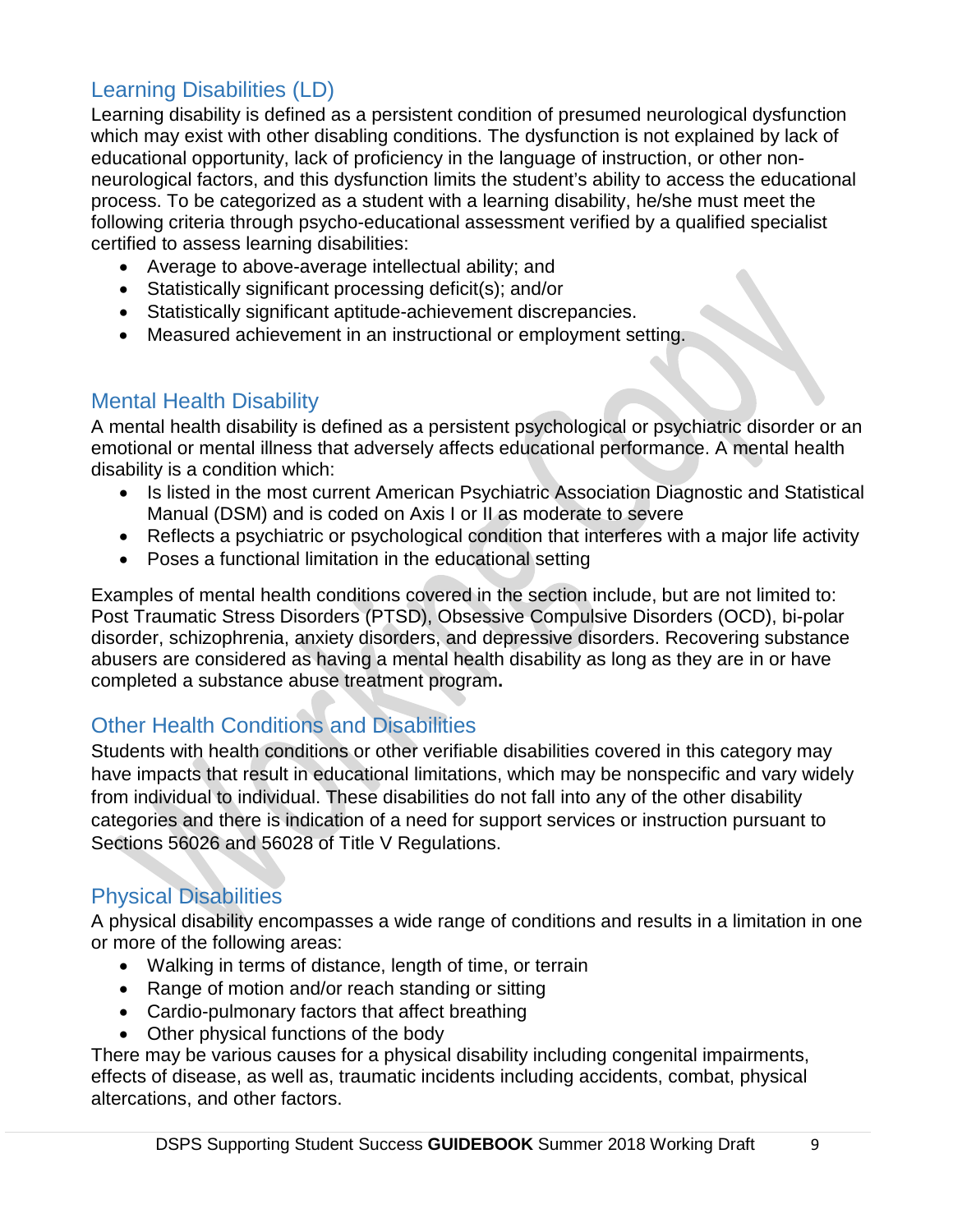## Learning Disabilities (LD)

Learning disability is defined as a persistent condition of presumed neurological dysfunction which may exist with other disabling conditions. The dysfunction is not explained by lack of educational opportunity, lack of proficiency in the language of instruction, or other non-neurological factors, and this dysfunction limits the student's ability to access the educational process. To be categorized as a student with a learning disability, he/she must meet the following criteria through psycho-educational assessment verified by a qualified specialist certified to assess learning disabilities:

- Average to above-average intellectual ability; and
- Statistically significant processing deficit(s); and/or
- Statistically significant aptitude-achievement discrepancies.
- Measured achievement in an instructional or employment setting.

## Mental Health Disability

A mental health disability is defined as a persistent psychological or psychiatric disorder or an emotional or mental illness that adversely affects educational performance. A mental health disability is a condition which:

- Is listed in the most current American Psychiatric Association Diagnostic and Statistical Manual (DSM) and is coded on Axis I or II as moderate to severe
- Reflects a psychiatric or psychological condition that interferes with a major life activity
- Poses a functional limitation in the educational setting

Examples of mental health conditions covered in the section include, but are not limited to: Post Traumatic Stress Disorders (PTSD), Obsessive Compulsive Disorders (OCD), bi-polar disorder, schizophrenia, anxiety disorders, and depressive disorders. Recovering substance abusers are considered as having a mental health disability as long as they are in or have completed a substance abuse treatment program.

## Other Health Conditions and Disabilities

Students with health conditions or other verifiable disabilities covered in this category may have impacts that result in educational limitations, which may be nonspecific and vary widely from individual to individual. These disabilities do not fall into any of the other disability categories and there is indication of a need for support services or instruction pursuant to Sections 56026 and 56028 of Title V Regulations.

## Physical Disabilities

A physical disability encompasses a wide range of conditions and results in a limitation in one or more of the following areas:

- Walking in terms of distance, length of time, or terrain
- Range of motion and/or reach standing or sitting
- Cardio-pulmonary factors that affect breathing
- Other physical functions of the body

There may be various causes for a physical disability including congenital impairments, effects of disease, as well as, traumatic incidents including accidents, combat, physical altercations, and other factors.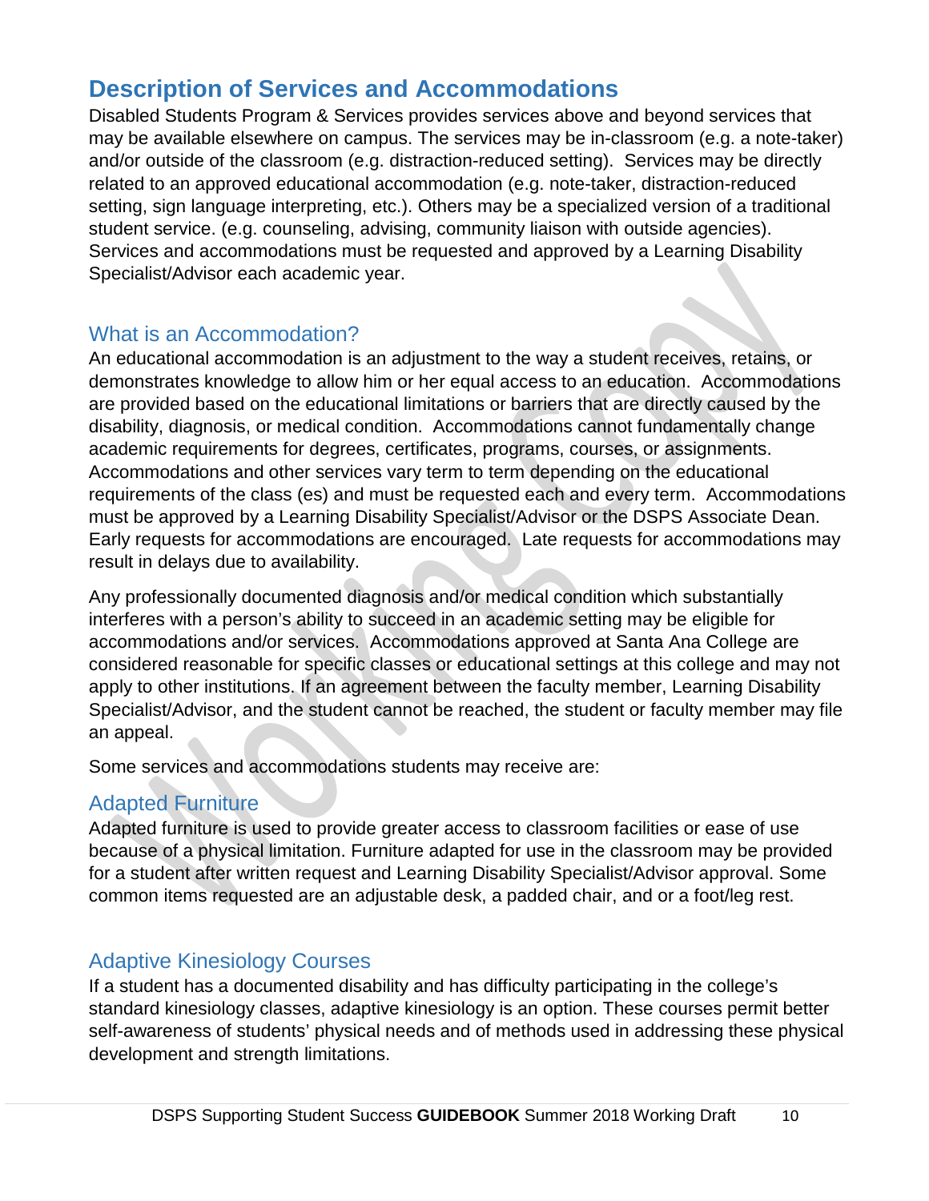## Description of Services and Accommodations

Disabled Students Program & Services provides services above and beyond services that may be available elsewhere on campus. The services may be in-classroom (e.g. a note-taker) and/or outside of the classroom (e.g. distraction-reduced setting). Services may be directly related to an approved educational accommodation (e.g. note-taker, distraction-reduced setting, sign language interpreting, etc.). Others may be a specialized version of a traditional student service. (e.g. counseling, advising, community liaison with outside agencies). Services and accommodations must be requested and approved by a Learning Disability Specialist/Advisor each academic year.

### What is an Accommodation?

An educational accommodation is an adjustment to the way a student receives, retains, or demonstrates knowledge to allow him or her equal access to an education. Accommodations are provided based on the educational limitations or barriers that are directly caused by the disability, diagnosis, or medical condition. Accommodations cannot fundamentally change academic requirements for degrees, certificates, programs, courses, or assignments. Accommodations and other services vary term to term depending on the educational requirements of the class (es) and must be requested each and every term. Accommodations must be approved by a Learning Disability Specialist/Advisor or the DSPS Associate Dean. Early requests for accommodations are encouraged. Late requests for accommodations may result in delays due to availability.

Any professionally documented diagnosis and/or medical condition which substantially interferes with a person's ability to succeed in an academic setting may be eligible for accommodations and/or services. Accommodations approved at Santa Ana College are considered reasonable for specific classes or educational settings at this college and may not apply to other institutions. If an agreement between the faculty member, Learning Disability Specialist/Advisor, and the student cannot be reached, the student or faculty member may file an appeal.

Some services and accommodations students may receive are:

### Adapted Furniture

Adapted furniture is used to provide greater access to classroom facilities or ease of use because of a physical limitation. Furniture adapted for use in the classroom may be provided for a student after written request and Learning Disability Specialist/Advisor approval. Some common items requested are an adjustable desk, a padded chair, and or a foot/leg rest.

### Adaptive Kinesiology Courses

If a student has a documented disability and has difficulty participating in the college's standard kinesiology classes, adaptive kinesiology is an option. These courses permit better self-awareness of students' physical needs and of methods used in addressing these physical development and strength limitations.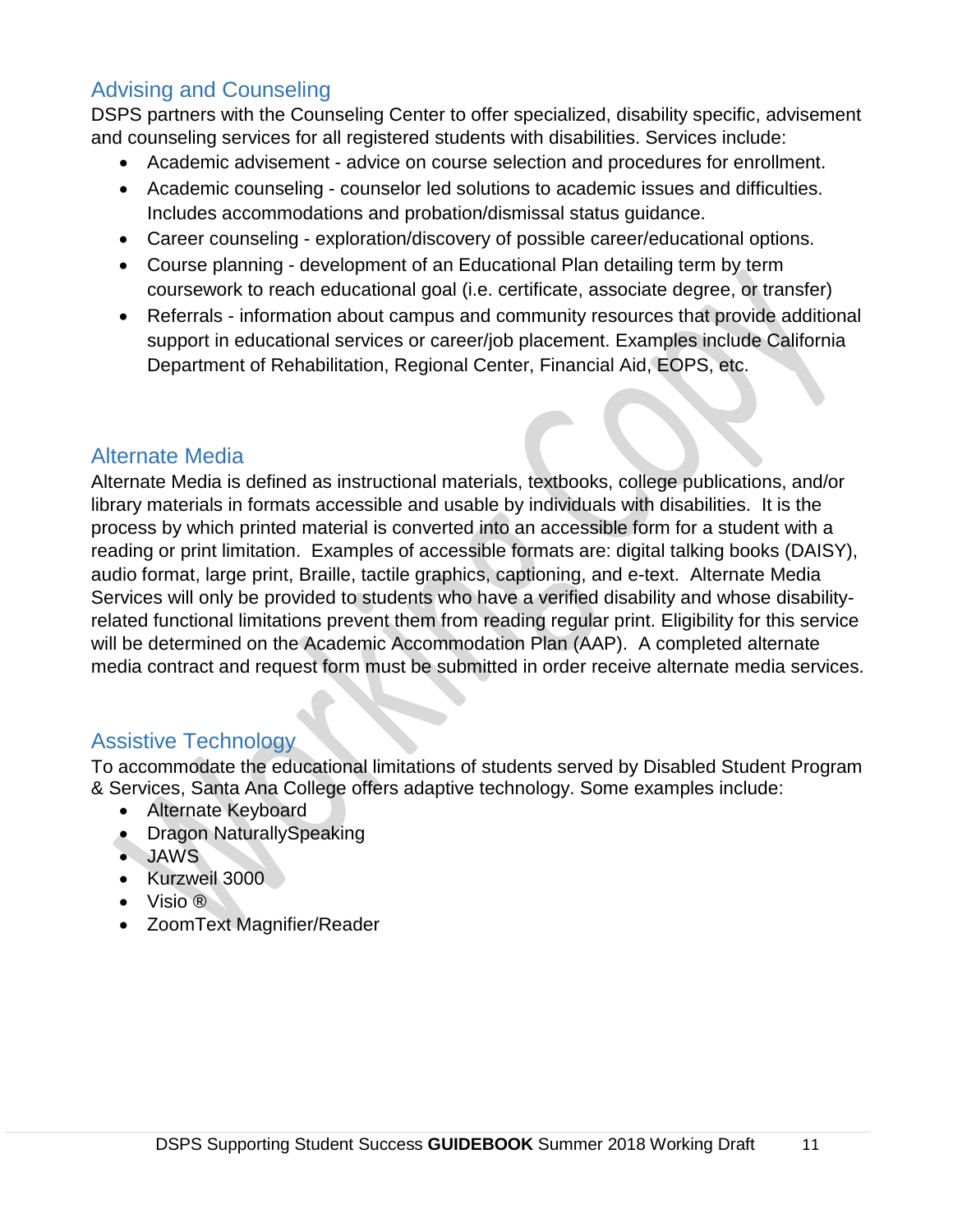## Advising and Counseling

DSPS partners with the Counseling Center to offer specialized, disability specific, advisement and counseling services for all registered students with disabilities. Services include:

- Academic advisement - advice on course selection and procedures for enrollment.
- Academic counseling - counselor led solutions to academic issues and difficulties. Includes accommodations and probation/dismissal status guidance.
- Career counseling - exploration/discovery of possible career/educational options.
- Course planning - development of an Educational Plan detailing term by term coursework to reach educational goal (i.e. certificate, associate degree, or transfer)
- Referrals - information about campus and community resources that provide additional support in educational services or career/job placement. Examples include California Department of Rehabilitation, Regional Center, Financial Aid, EOPS, etc.

## Alternate Media

Alternate Media is defined as instructional materials, textbooks, college publications, and/or library materials in formats accessible and usable by individuals with disabilities. It is the process by which printed material is converted into an accessible form for a student with a reading or print limitation. Examples of accessible formats are: digital talking books (DAISY), audio format, large print, Braille, tactile graphics, captioning, and e-text. Alternate Media Services will only be provided to students who have a verified disability and whose disability-related functional limitations prevent them from reading regular print. Eligibility for this service will be determined on the Academic Accommodation Plan (AAP). A completed alternate media contract and request form must be submitted in order receive alternate media services.

## Assistive Technology

To accommodate the educational limitations of students served by Disabled Student Program & Services, Santa Ana College offers adaptive technology. Some examples include:

- Alternate Keyboard
- Dragon NaturallySpeaking
- JAWS
- Kurzweil 3000
- Visio ®
- ZoomText Magnifier/Reader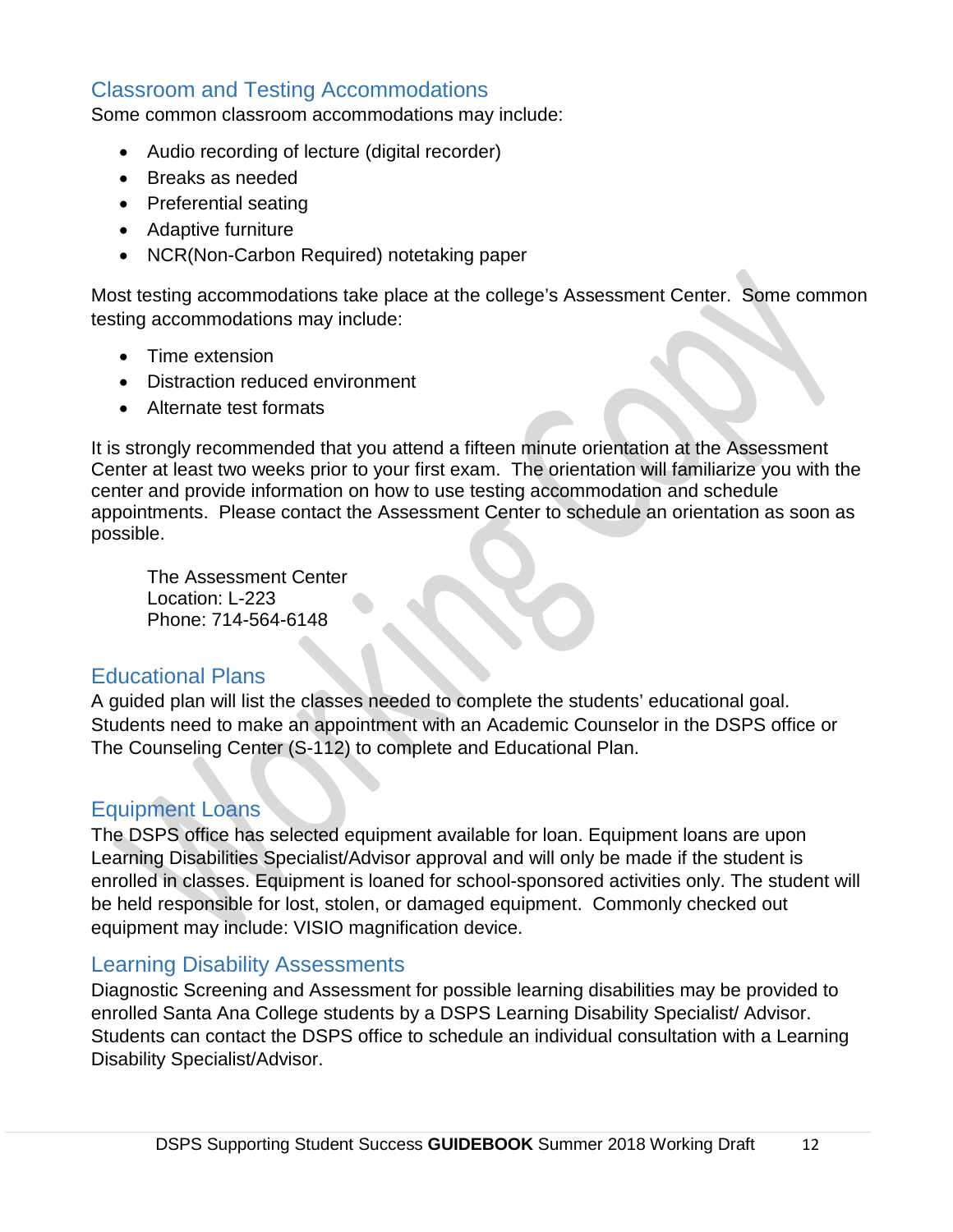## Classroom and Testing Accommodations

Some common classroom accommodations may include:

- Audio recording of lecture (digital recorder)
- Breaks as needed
- Preferential seating
- Adaptive furniture
- NCR(Non-Carbon Required) notetaking paper

Most testing accommodations take place at the college's Assessment Center. Some common testing accommodations may include:

- Time extension
- Distraction reduced environment
- Alternate test formats

It is strongly recommended that you attend a fifteen minute orientation at the Assessment Center at least two weeks prior to your first exam. The orientation will familiarize you with the center and provide information on how to use testing accommodation and schedule appointments. Please contact the Assessment Center to schedule an orientation as soon as possible.

> The Assessment Center
> Location: L-223
> Phone: 714-564-6148

## Educational Plans

A guided plan will list the classes needed to complete the students' educational goal. Students need to make an appointment with an Academic Counselor in the DSPS office or The Counseling Center (S-112) to complete and Educational Plan.

## Equipment Loans

The DSPS office has selected equipment available for loan. Equipment loans are upon Learning Disabilities Specialist/Advisor approval and will only be made if the student is enrolled in classes. Equipment is loaned for school-sponsored activities only. The student will be held responsible for lost, stolen, or damaged equipment. Commonly checked out equipment may include: VISIO magnification device.

## Learning Disability Assessments

Diagnostic Screening and Assessment for possible learning disabilities may be provided to enrolled Santa Ana College students by a DSPS Learning Disability Specialist/ Advisor. Students can contact the DSPS office to schedule an individual consultation with a Learning Disability Specialist/Advisor.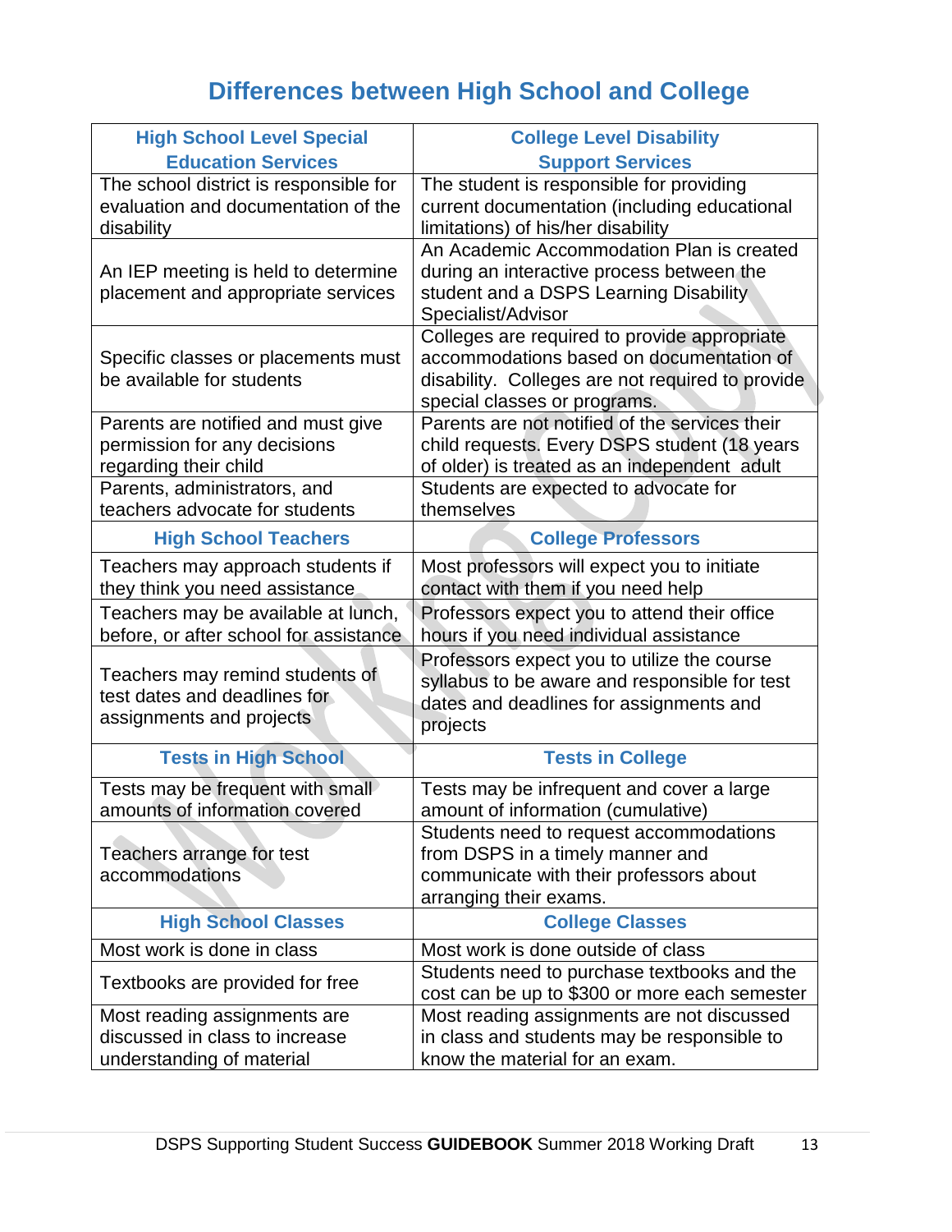# Differences between High School and College

| High School Level Special Education Services | College Level Disability Support Services |
|---|---|
| The school district is responsible for evaluation and documentation of the disability | The student is responsible for providing current documentation (including educational limitations) of his/her disability |
| An IEP meeting is held to determine placement and appropriate services | An Academic Accommodation Plan is created during an interactive process between the student and a DSPS Learning Disability Specialist/Advisor |
| Specific classes or placements must be available for students | Colleges are required to provide appropriate accommodations based on documentation of disability. Colleges are not required to provide special classes or programs. |
| Parents are notified and must give permission for any decisions regarding their child | Parents are not notified of the services their child requests. Every DSPS student (18 years of older) is treated as an independent adult |
| Parents, administrators, and teachers advocate for students | Students are expected to advocate for themselves |
| **High School Teachers** | **College Professors** |
| Teachers may approach students if they think you need assistance | Most professors will expect you to initiate contact with them if you need help |
| Teachers may be available at lunch, before, or after school for assistance | Professors expect you to attend their office hours if you need individual assistance |
| Teachers may remind students of test dates and deadlines for assignments and projects | Professors expect you to utilize the course syllabus to be aware and responsible for test dates and deadlines for assignments and projects |
| **Tests in High School** | **Tests in College** |
| Tests may be frequent with small amounts of information covered | Tests may be infrequent and cover a large amount of information (cumulative) |
| Teachers arrange for test accommodations | Students need to request accommodations from DSPS in a timely manner and communicate with their professors about arranging their exams. |
| **High School Classes** | **College Classes** |
| Most work is done in class | Most work is done outside of class |
| Textbooks are provided for free | Students need to purchase textbooks and the cost can be up to $300 or more each semester |
| Most reading assignments are discussed in class to increase understanding of material | Most reading assignments are not discussed in class and students may be responsible to know the material for an exam. |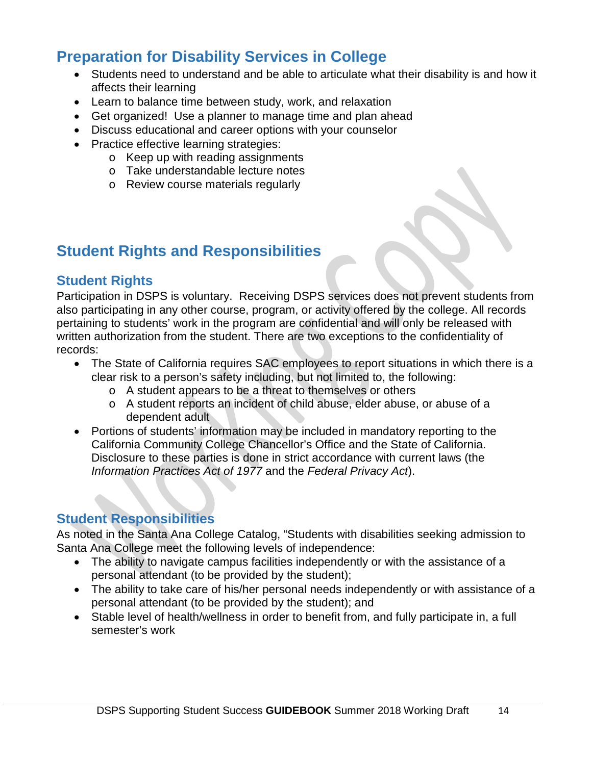## Preparation for Disability Services in College

- Students need to understand and be able to articulate what their disability is and how it affects their learning
- Learn to balance time between study, work, and relaxation
- Get organized! Use a planner to manage time and plan ahead
- Discuss educational and career options with your counselor
- Practice effective learning strategies:
    - Keep up with reading assignments
    - Take understandable lecture notes
    - Review course materials regularly

## Student Rights and Responsibilities

### Student Rights

Participation in DSPS is voluntary. Receiving DSPS services does not prevent students from also participating in any other course, program, or activity offered by the college. All records pertaining to students' work in the program are confidential and will only be released with written authorization from the student. There are two exceptions to the confidentiality of records:

- The State of California requires SAC employees to report situations in which there is a clear risk to a person's safety including, but not limited to, the following:
    - A student appears to be a threat to themselves or others
    - A student reports an incident of child abuse, elder abuse, or abuse of a dependent adult
- Portions of students' information may be included in mandatory reporting to the California Community College Chancellor's Office and the State of California. Disclosure to these parties is done in strict accordance with current laws (the *Information Practices Act of 1977* and the *Federal Privacy Act*).

### Student Responsibilities

As noted in the Santa Ana College Catalog, "Students with disabilities seeking admission to Santa Ana College meet the following levels of independence:

- The ability to navigate campus facilities independently or with the assistance of a personal attendant (to be provided by the student);
- The ability to take care of his/her personal needs independently or with assistance of a personal attendant (to be provided by the student); and
- Stable level of health/wellness in order to benefit from, and fully participate in, a full semester's work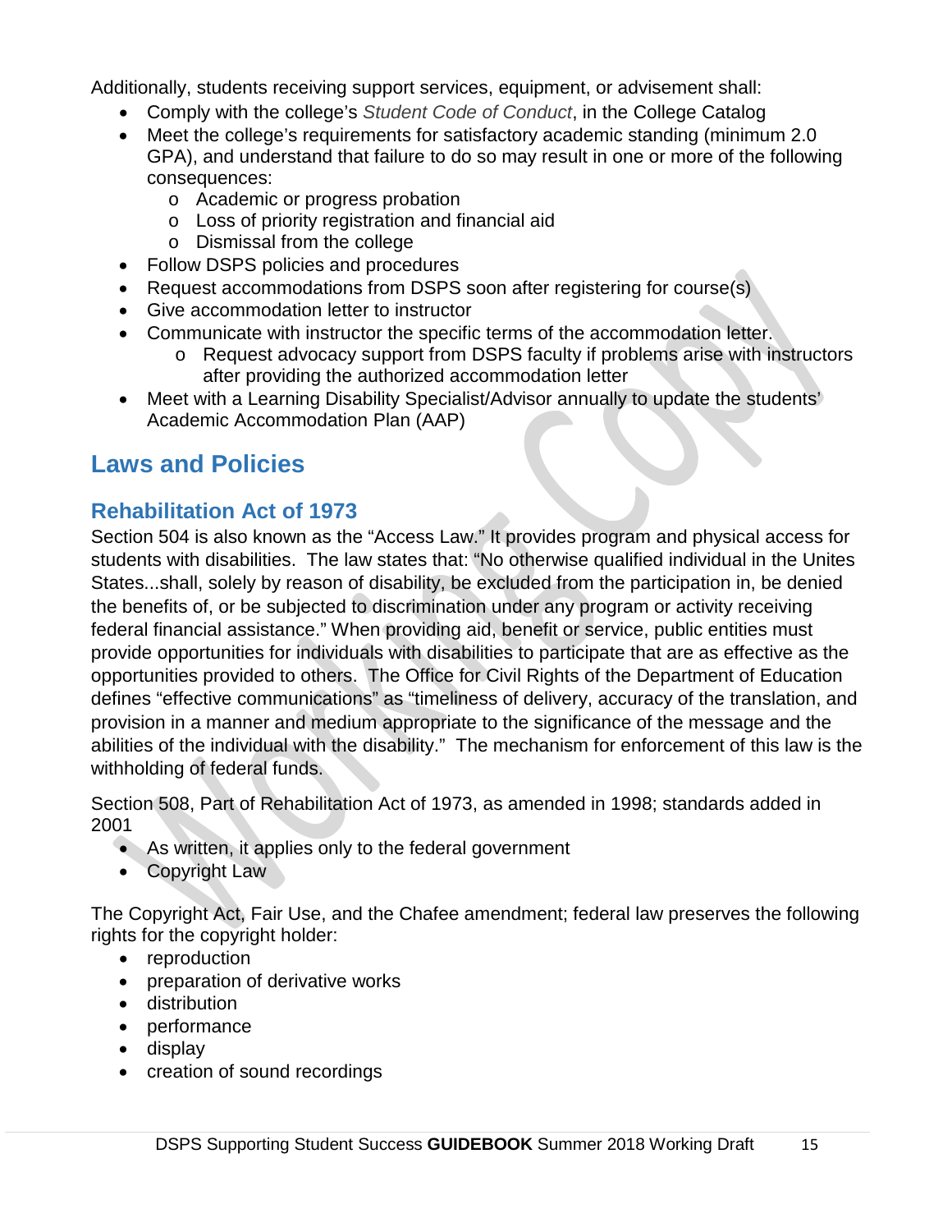Additionally, students receiving support services, equipment, or advisement shall:

- Comply with the college's *Student Code of Conduct*, in the College Catalog
- Meet the college's requirements for satisfactory academic standing (minimum 2.0 GPA), and understand that failure to do so may result in one or more of the following consequences:
    - Academic or progress probation
    - Loss of priority registration and financial aid
    - Dismissal from the college
- Follow DSPS policies and procedures
- Request accommodations from DSPS soon after registering for course(s)
- Give accommodation letter to instructor
- Communicate with instructor the specific terms of the accommodation letter.
    - Request advocacy support from DSPS faculty if problems arise with instructors after providing the authorized accommodation letter
- Meet with a Learning Disability Specialist/Advisor annually to update the students' Academic Accommodation Plan (AAP)

## Laws and Policies

### Rehabilitation Act of 1973

Section 504 is also known as the "Access Law." It provides program and physical access for students with disabilities. The law states that: "No otherwise qualified individual in the Unites States...shall, solely by reason of disability, be excluded from the participation in, be denied the benefits of, or be subjected to discrimination under any program or activity receiving federal financial assistance." When providing aid, benefit or service, public entities must provide opportunities for individuals with disabilities to participate that are as effective as the opportunities provided to others. The Office for Civil Rights of the Department of Education defines "effective communications" as "timeliness of delivery, accuracy of the translation, and provision in a manner and medium appropriate to the significance of the message and the abilities of the individual with the disability." The mechanism for enforcement of this law is the withholding of federal funds.

Section 508, Part of Rehabilitation Act of 1973, as amended in 1998; standards added in 2001

- As written, it applies only to the federal government
- Copyright Law

The Copyright Act, Fair Use, and the Chafee amendment; federal law preserves the following rights for the copyright holder:

- reproduction
- preparation of derivative works
- distribution
- performance
- display
- creation of sound recordings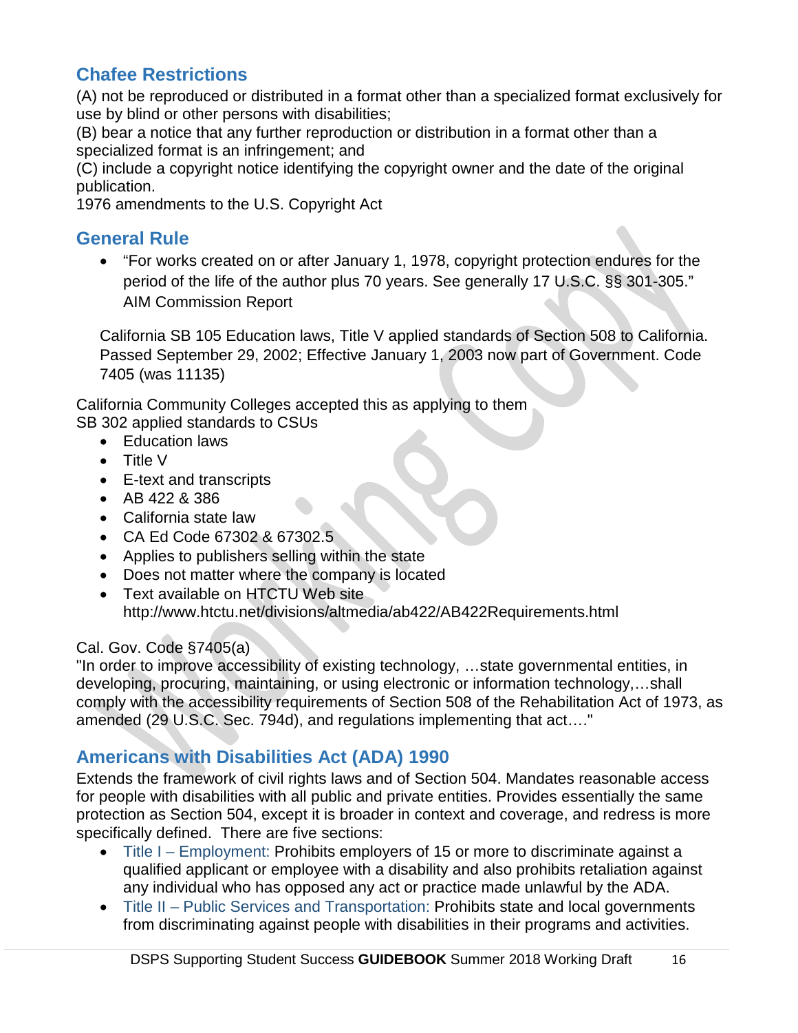## Chafee Restrictions

(A) not be reproduced or distributed in a format other than a specialized format exclusively for use by blind or other persons with disabilities;
(B) bear a notice that any further reproduction or distribution in a format other than a specialized format is an infringement; and
(C) include a copyright notice identifying the copyright owner and the date of the original publication.
1976 amendments to the U.S. Copyright Act

## General Rule

- "For works created on or after January 1, 1978, copyright protection endures for the period of the life of the author plus 70 years. See generally 17 U.S.C. §§ 301-305." AIM Commission Report

  California SB 105 Education laws, Title V applied standards of Section 508 to California. Passed September 29, 2002; Effective January 1, 2003 now part of Government. Code 7405 (was 11135)

California Community Colleges accepted this as applying to them
SB 302 applied standards to CSUs

- Education laws
- Title V
- E-text and transcripts
- AB 422 & 386
- California state law
- CA Ed Code 67302 & 67302.5
- Applies to publishers selling within the state
- Does not matter where the company is located
- Text available on HTCTU Web site http://www.htctu.net/divisions/altmedia/ab422/AB422Requirements.html

Cal. Gov. Code §7405(a)
"In order to improve accessibility of existing technology, …state governmental entities, in developing, procuring, maintaining, or using electronic or information technology,…shall comply with the accessibility requirements of Section 508 of the Rehabilitation Act of 1973, as amended (29 U.S.C. Sec. 794d), and regulations implementing that act…."

## Americans with Disabilities Act (ADA) 1990

Extends the framework of civil rights laws and of Section 504. Mandates reasonable access for people with disabilities with all public and private entities. Provides essentially the same protection as Section 504, except it is broader in context and coverage, and redress is more specifically defined. There are five sections:

- Title I – Employment: Prohibits employers of 15 or more to discriminate against a qualified applicant or employee with a disability and also prohibits retaliation against any individual who has opposed any act or practice made unlawful by the ADA.
- Title II – Public Services and Transportation: Prohibits state and local governments from discriminating against people with disabilities in their programs and activities.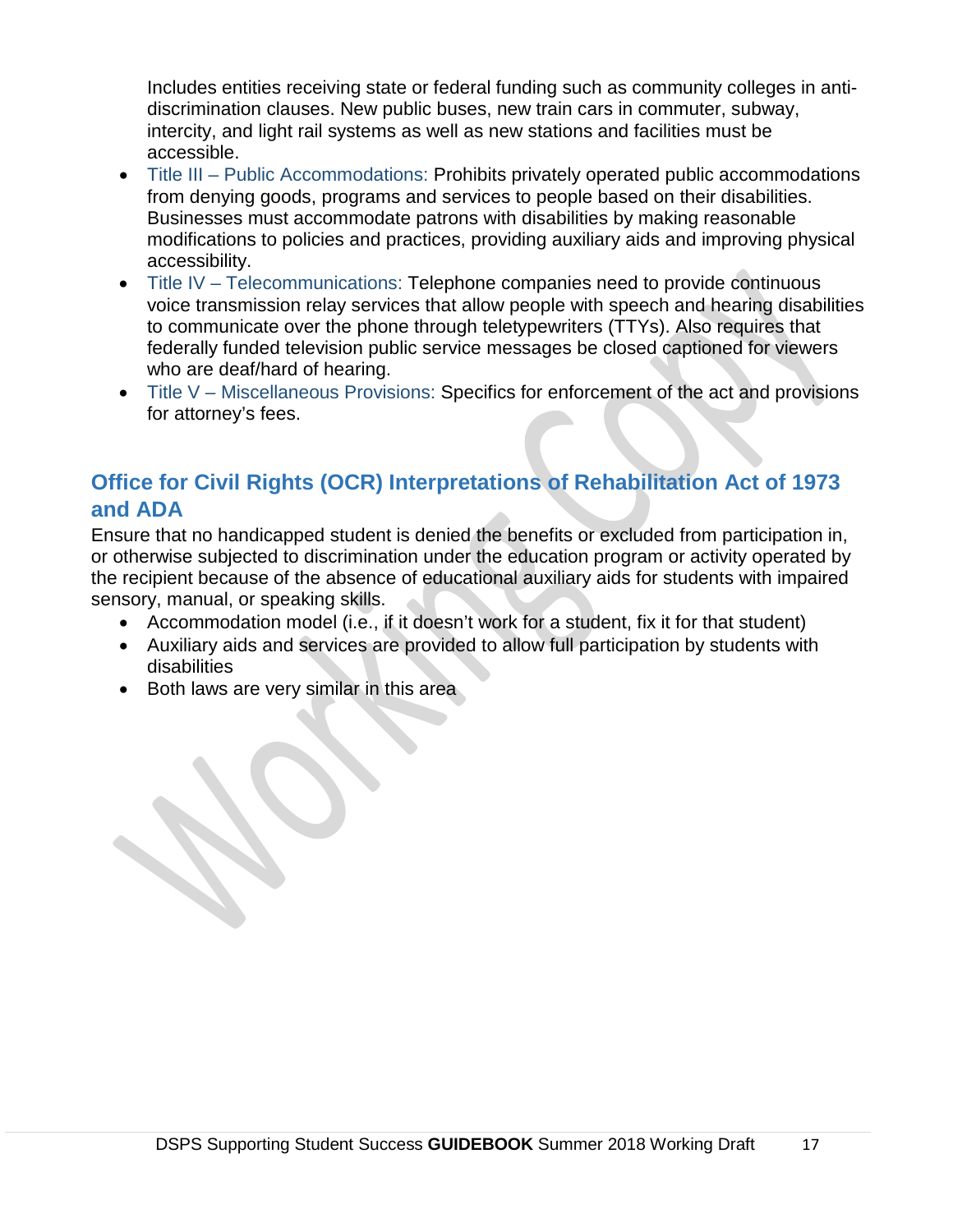Includes entities receiving state or federal funding such as community colleges in anti-discrimination clauses. New public buses, new train cars in commuter, subway, intercity, and light rail systems as well as new stations and facilities must be accessible.

- Title III – Public Accommodations: Prohibits privately operated public accommodations from denying goods, programs and services to people based on their disabilities. Businesses must accommodate patrons with disabilities by making reasonable modifications to policies and practices, providing auxiliary aids and improving physical accessibility.
- Title IV – Telecommunications: Telephone companies need to provide continuous voice transmission relay services that allow people with speech and hearing disabilities to communicate over the phone through teletypewriters (TTYs). Also requires that federally funded television public service messages be closed captioned for viewers who are deaf/hard of hearing.
- Title V – Miscellaneous Provisions: Specifics for enforcement of the act and provisions for attorney's fees.

## Office for Civil Rights (OCR) Interpretations of Rehabilitation Act of 1973 and ADA

Ensure that no handicapped student is denied the benefits or excluded from participation in, or otherwise subjected to discrimination under the education program or activity operated by the recipient because of the absence of educational auxiliary aids for students with impaired sensory, manual, or speaking skills.

- Accommodation model (i.e., if it doesn't work for a student, fix it for that student)
- Auxiliary aids and services are provided to allow full participation by students with disabilities
- Both laws are very similar in this area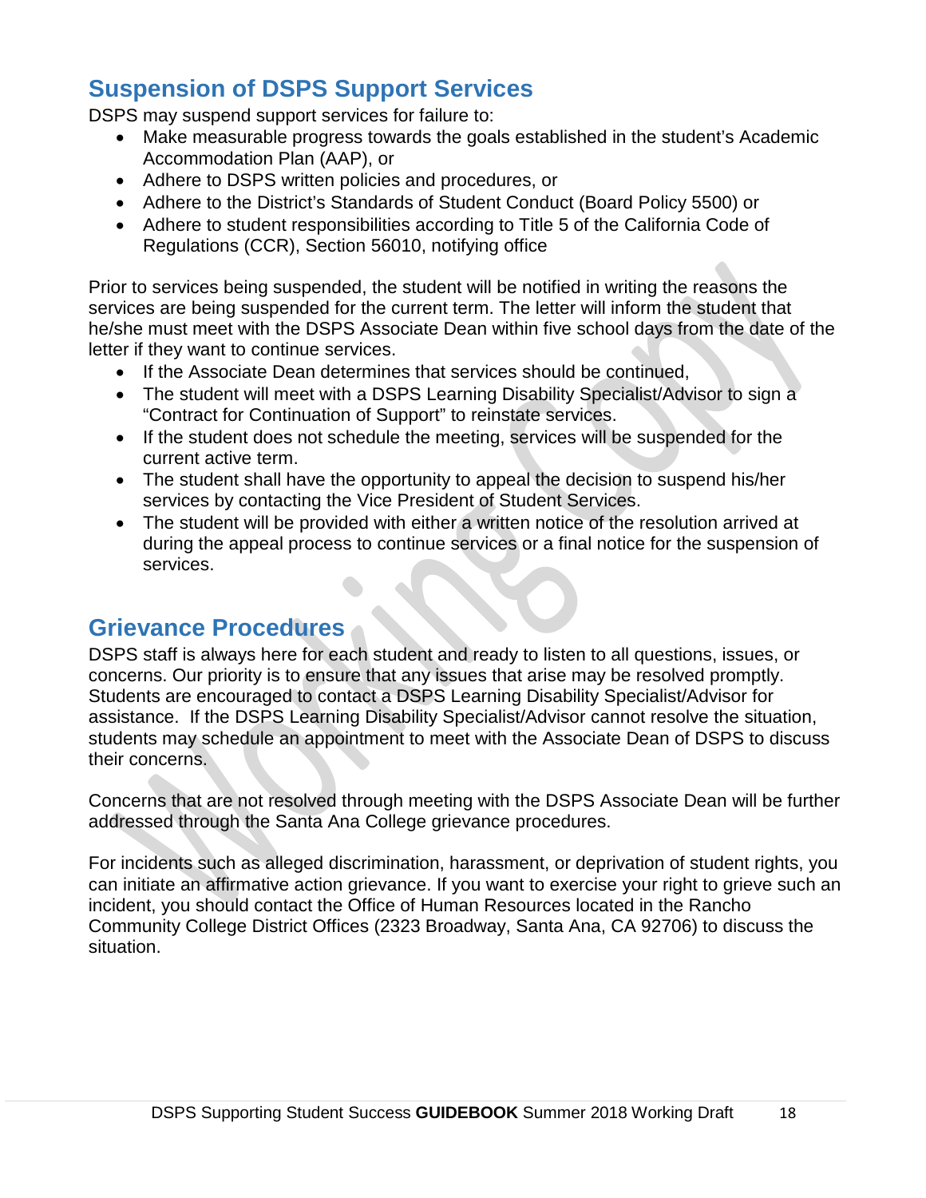## Suspension of DSPS Support Services

DSPS may suspend support services for failure to:

- Make measurable progress towards the goals established in the student's Academic Accommodation Plan (AAP), or
- Adhere to DSPS written policies and procedures, or
- Adhere to the District's Standards of Student Conduct (Board Policy 5500) or
- Adhere to student responsibilities according to Title 5 of the California Code of Regulations (CCR), Section 56010, notifying office

Prior to services being suspended, the student will be notified in writing the reasons the services are being suspended for the current term. The letter will inform the student that he/she must meet with the DSPS Associate Dean within five school days from the date of the letter if they want to continue services.

- If the Associate Dean determines that services should be continued,
- The student will meet with a DSPS Learning Disability Specialist/Advisor to sign a "Contract for Continuation of Support" to reinstate services.
- If the student does not schedule the meeting, services will be suspended for the current active term.
- The student shall have the opportunity to appeal the decision to suspend his/her services by contacting the Vice President of Student Services.
- The student will be provided with either a written notice of the resolution arrived at during the appeal process to continue services or a final notice for the suspension of services.

## Grievance Procedures

DSPS staff is always here for each student and ready to listen to all questions, issues, or concerns. Our priority is to ensure that any issues that arise may be resolved promptly. Students are encouraged to contact a DSPS Learning Disability Specialist/Advisor for assistance. If the DSPS Learning Disability Specialist/Advisor cannot resolve the situation, students may schedule an appointment to meet with the Associate Dean of DSPS to discuss their concerns.

Concerns that are not resolved through meeting with the DSPS Associate Dean will be further addressed through the Santa Ana College grievance procedures.

For incidents such as alleged discrimination, harassment, or deprivation of student rights, you can initiate an affirmative action grievance. If you want to exercise your right to grieve such an incident, you should contact the Office of Human Resources located in the Rancho Community College District Offices (2323 Broadway, Santa Ana, CA 92706) to discuss the situation.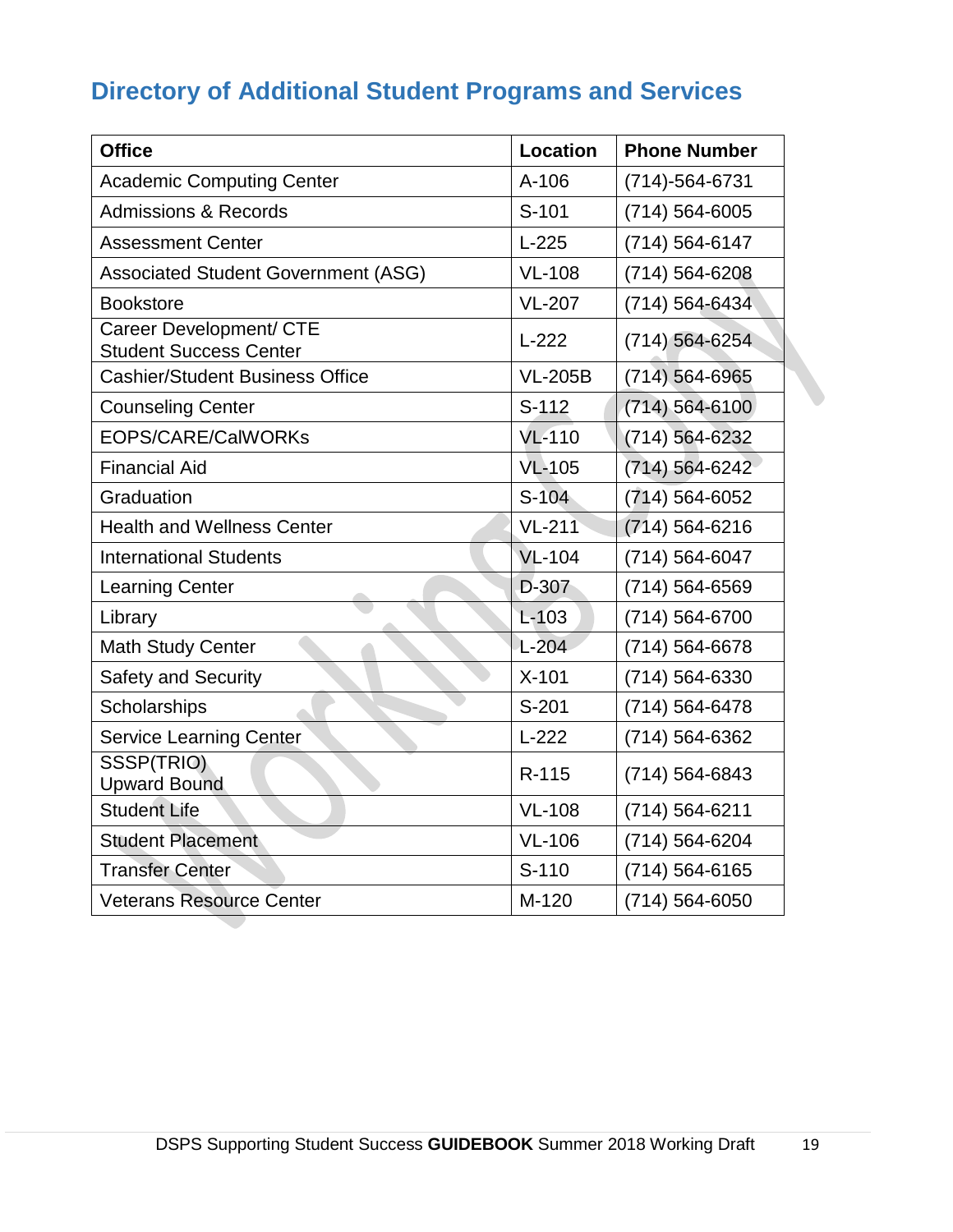## Directory of Additional Student Programs and Services

| Office | Location | Phone Number |
|---|---|---|
| Academic Computing Center | A-106 | (714)-564-6731 |
| Admissions & Records | S-101 | (714) 564-6005 |
| Assessment Center | L-225 | (714) 564-6147 |
| Associated Student Government (ASG) | VL-108 | (714) 564-6208 |
| Bookstore | VL-207 | (714) 564-6434 |
| Career Development/ CTE Student Success Center | L-222 | (714) 564-6254 |
| Cashier/Student Business Office | VL-205B | (714) 564-6965 |
| Counseling Center | S-112 | (714) 564-6100 |
| EOPS/CARE/CalWORKs | VL-110 | (714) 564-6232 |
| Financial Aid | VL-105 | (714) 564-6242 |
| Graduation | S-104 | (714) 564-6052 |
| Health and Wellness Center | VL-211 | (714) 564-6216 |
| International Students | VL-104 | (714) 564-6047 |
| Learning Center | D-307 | (714) 564-6569 |
| Library | L-103 | (714) 564-6700 |
| Math Study Center | L-204 | (714) 564-6678 |
| Safety and Security | X-101 | (714) 564-6330 |
| Scholarships | S-201 | (714) 564-6478 |
| Service Learning Center | L-222 | (714) 564-6362 |
| SSSP(TRIO) Upward Bound | R-115 | (714) 564-6843 |
| Student Life | VL-108 | (714) 564-6211 |
| Student Placement | VL-106 | (714) 564-6204 |
| Transfer Center | S-110 | (714) 564-6165 |
| Veterans Resource Center | M-120 | (714) 564-6050 |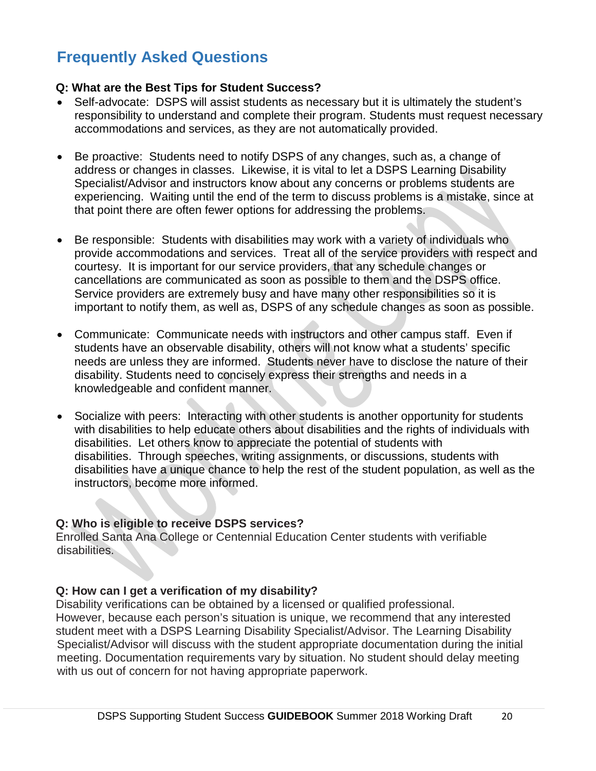## Frequently Asked Questions

**Q: What are the Best Tips for Student Success?**

- Self-advocate: DSPS will assist students as necessary but it is ultimately the student's responsibility to understand and complete their program. Students must request necessary accommodations and services, as they are not automatically provided.

- Be proactive: Students need to notify DSPS of any changes, such as, a change of address or changes in classes. Likewise, it is vital to let a DSPS Learning Disability Specialist/Advisor and instructors know about any concerns or problems students are experiencing. Waiting until the end of the term to discuss problems is a mistake, since at that point there are often fewer options for addressing the problems.

- Be responsible: Students with disabilities may work with a variety of individuals who provide accommodations and services. Treat all of the service providers with respect and courtesy. It is important for our service providers, that any schedule changes or cancellations are communicated as soon as possible to them and the DSPS office. Service providers are extremely busy and have many other responsibilities so it is important to notify them, as well as, DSPS of any schedule changes as soon as possible.

- Communicate: Communicate needs with instructors and other campus staff. Even if students have an observable disability, others will not know what a students' specific needs are unless they are informed. Students never have to disclose the nature of their disability. Students need to concisely express their strengths and needs in a knowledgeable and confident manner.

- Socialize with peers: Interacting with other students is another opportunity for students with disabilities to help educate others about disabilities and the rights of individuals with disabilities. Let others know to appreciate the potential of students with disabilities. Through speeches, writing assignments, or discussions, students with disabilities have a unique chance to help the rest of the student population, as well as the instructors, become more informed.

**Q: Who is eligible to receive DSPS services?**

Enrolled Santa Ana College or Centennial Education Center students with verifiable disabilities.

**Q: How can I get a verification of my disability?**

Disability verifications can be obtained by a licensed or qualified professional. However, because each person's situation is unique, we recommend that any interested student meet with a DSPS Learning Disability Specialist/Advisor. The Learning Disability Specialist/Advisor will discuss with the student appropriate documentation during the initial meeting. Documentation requirements vary by situation. No student should delay meeting with us out of concern for not having appropriate paperwork.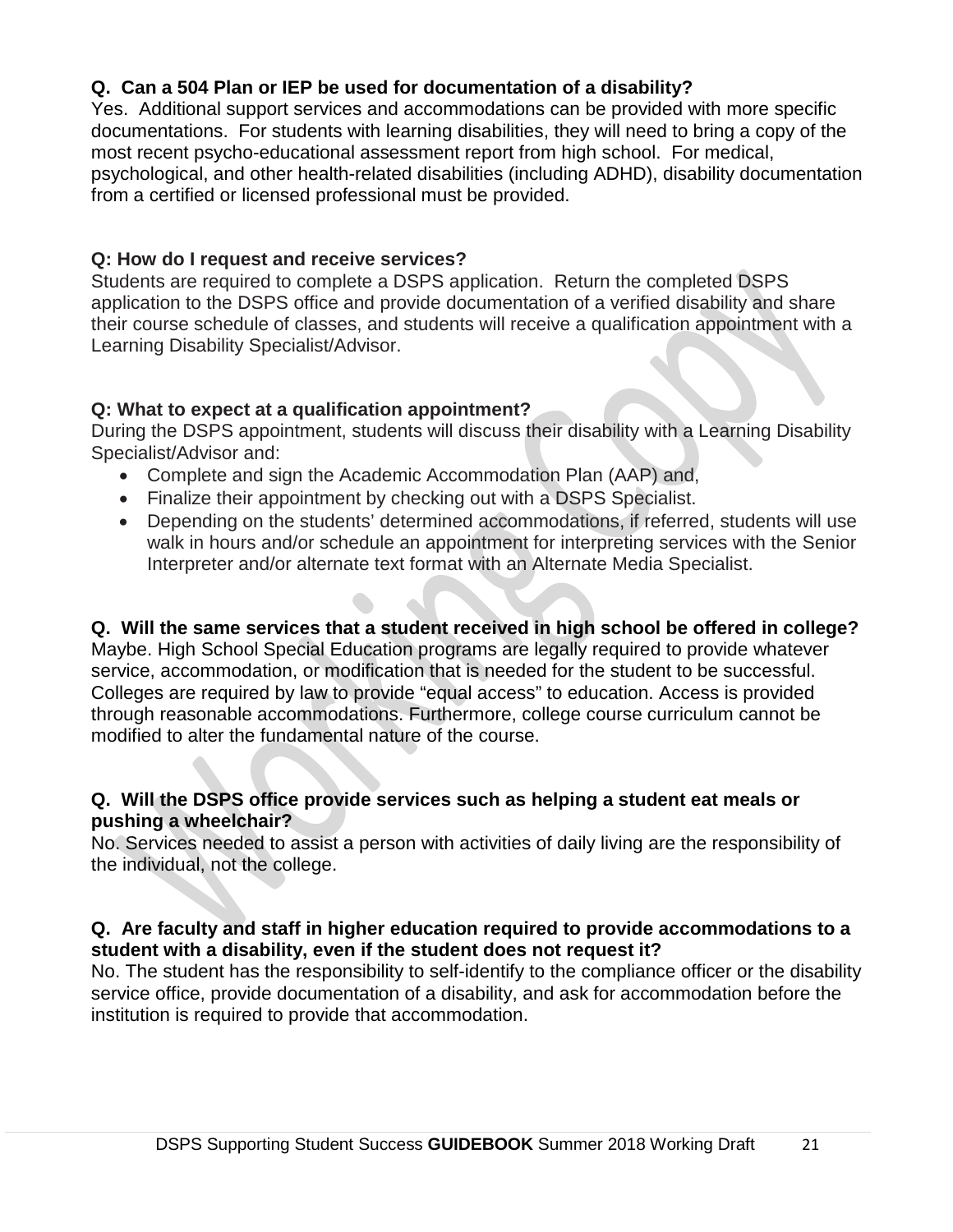**Q. Can a 504 Plan or IEP be used for documentation of a disability?**
Yes. Additional support services and accommodations can be provided with more specific documentations. For students with learning disabilities, they will need to bring a copy of the most recent psycho-educational assessment report from high school. For medical, psychological, and other health-related disabilities (including ADHD), disability documentation from a certified or licensed professional must be provided.

**Q: How do I request and receive services?**
Students are required to complete a DSPS application. Return the completed DSPS application to the DSPS office and provide documentation of a verified disability and share their course schedule of classes, and students will receive a qualification appointment with a Learning Disability Specialist/Advisor.

**Q: What to expect at a qualification appointment?**
During the DSPS appointment, students will discuss their disability with a Learning Disability Specialist/Advisor and:

- Complete and sign the Academic Accommodation Plan (AAP) and,
- Finalize their appointment by checking out with a DSPS Specialist.
- Depending on the students' determined accommodations, if referred, students will use walk in hours and/or schedule an appointment for interpreting services with the Senior Interpreter and/or alternate text format with an Alternate Media Specialist.

**Q. Will the same services that a student received in high school be offered in college?**
Maybe. High School Special Education programs are legally required to provide whatever service, accommodation, or modification that is needed for the student to be successful. Colleges are required by law to provide "equal access" to education. Access is provided through reasonable accommodations. Furthermore, college course curriculum cannot be modified to alter the fundamental nature of the course.

**Q. Will the DSPS office provide services such as helping a student eat meals or pushing a wheelchair?**
No. Services needed to assist a person with activities of daily living are the responsibility of the individual, not the college.

**Q. Are faculty and staff in higher education required to provide accommodations to a student with a disability, even if the student does not request it?**
No. The student has the responsibility to self-identify to the compliance officer or the disability service office, provide documentation of a disability, and ask for accommodation before the institution is required to provide that accommodation.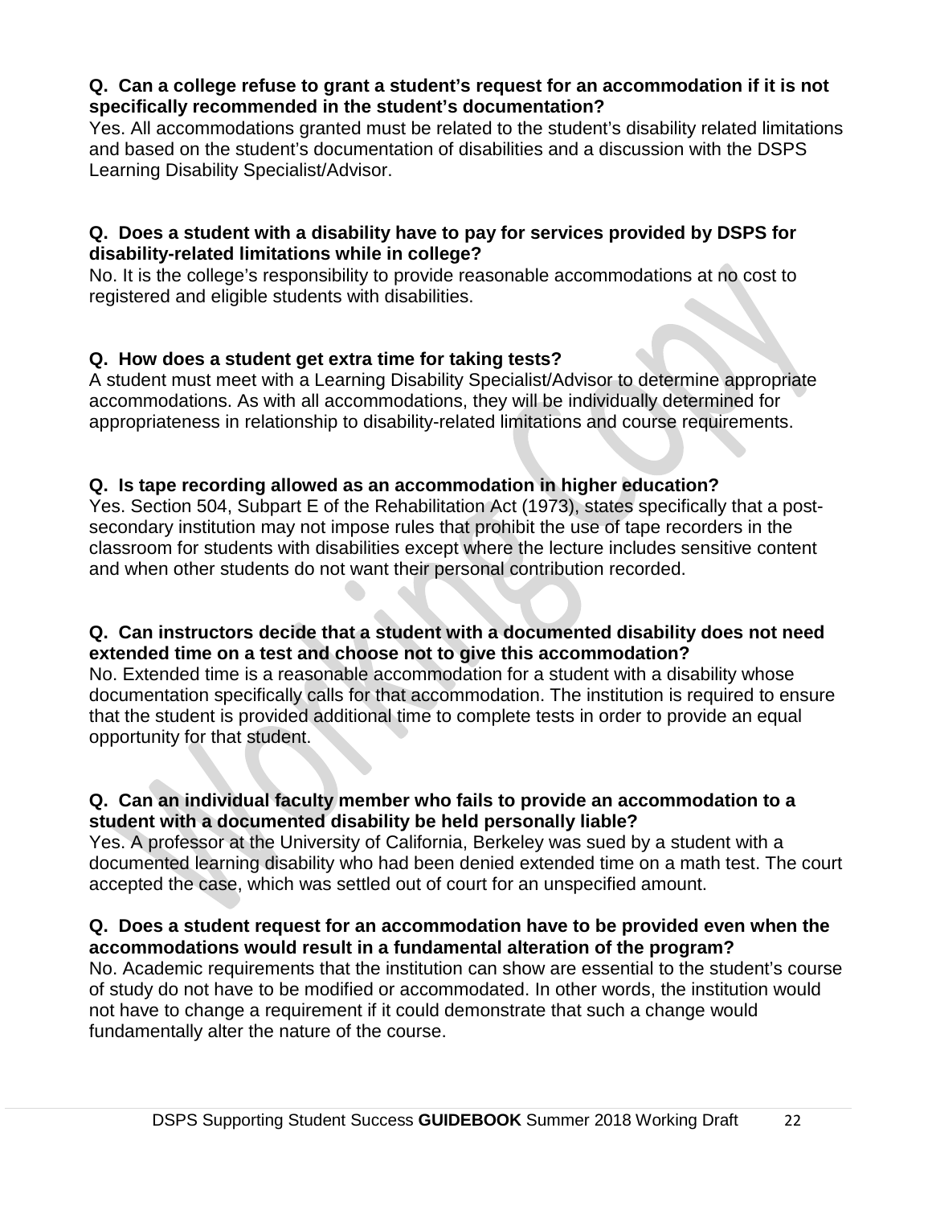**Q. Can a college refuse to grant a student's request for an accommodation if it is not specifically recommended in the student's documentation?**
Yes. All accommodations granted must be related to the student's disability related limitations and based on the student's documentation of disabilities and a discussion with the DSPS Learning Disability Specialist/Advisor.

**Q. Does a student with a disability have to pay for services provided by DSPS for disability-related limitations while in college?**
No. It is the college's responsibility to provide reasonable accommodations at no cost to registered and eligible students with disabilities.

**Q. How does a student get extra time for taking tests?**
A student must meet with a Learning Disability Specialist/Advisor to determine appropriate accommodations. As with all accommodations, they will be individually determined for appropriateness in relationship to disability-related limitations and course requirements.

**Q. Is tape recording allowed as an accommodation in higher education?**
Yes. Section 504, Subpart E of the Rehabilitation Act (1973), states specifically that a post-secondary institution may not impose rules that prohibit the use of tape recorders in the classroom for students with disabilities except where the lecture includes sensitive content and when other students do not want their personal contribution recorded.

**Q. Can instructors decide that a student with a documented disability does not need extended time on a test and choose not to give this accommodation?**
No. Extended time is a reasonable accommodation for a student with a disability whose documentation specifically calls for that accommodation. The institution is required to ensure that the student is provided additional time to complete tests in order to provide an equal opportunity for that student.

**Q. Can an individual faculty member who fails to provide an accommodation to a student with a documented disability be held personally liable?**
Yes. A professor at the University of California, Berkeley was sued by a student with a documented learning disability who had been denied extended time on a math test. The court accepted the case, which was settled out of court for an unspecified amount.

**Q. Does a student request for an accommodation have to be provided even when the accommodations would result in a fundamental alteration of the program?**
No. Academic requirements that the institution can show are essential to the student's course of study do not have to be modified or accommodated. In other words, the institution would not have to change a requirement if it could demonstrate that such a change would fundamentally alter the nature of the course.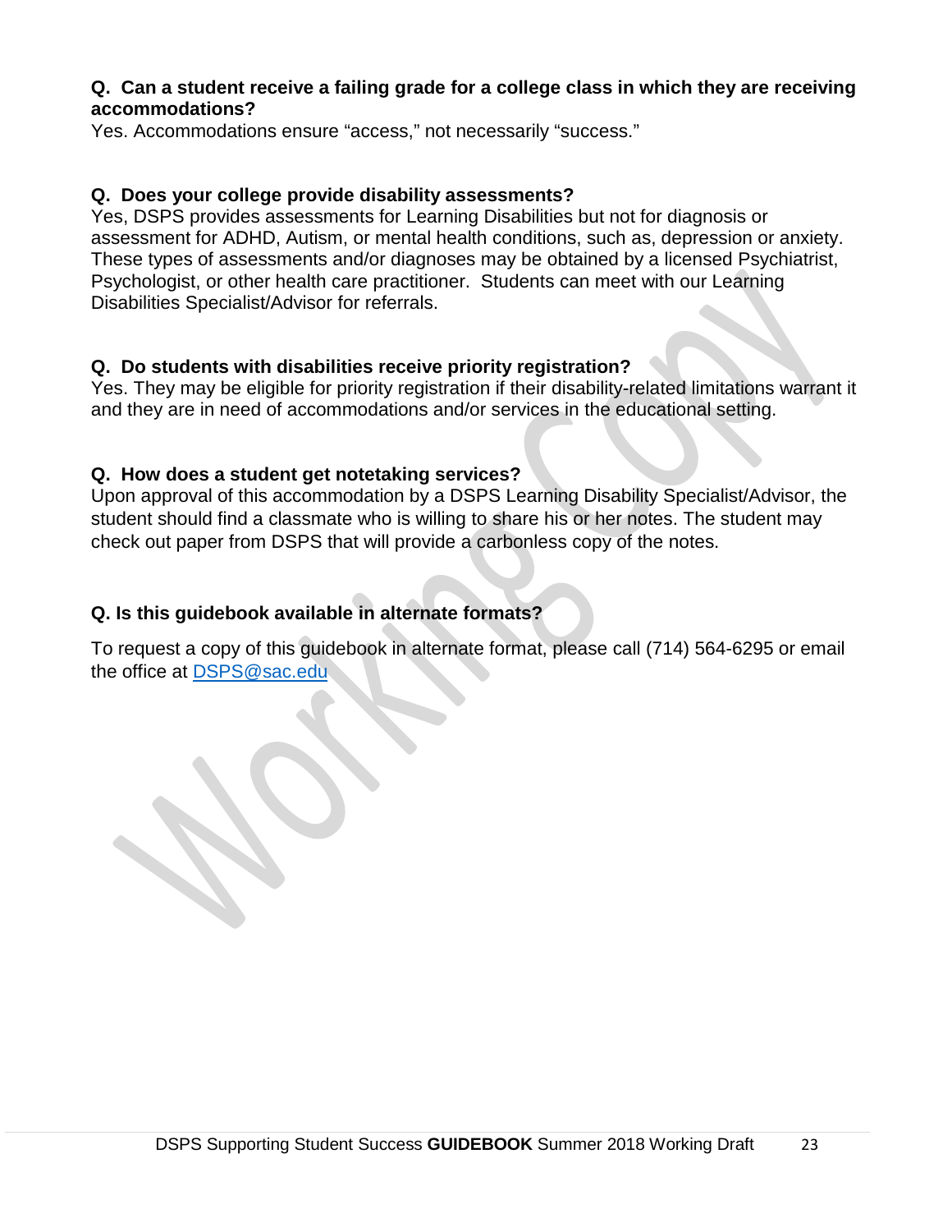**Q. Can a student receive a failing grade for a college class in which they are receiving accommodations?**

Yes. Accommodations ensure “access,” not necessarily “success.”

**Q. Does your college provide disability assessments?**

Yes, DSPS provides assessments for Learning Disabilities but not for diagnosis or assessment for ADHD, Autism, or mental health conditions, such as, depression or anxiety. These types of assessments and/or diagnoses may be obtained by a licensed Psychiatrist, Psychologist, or other health care practitioner. Students can meet with our Learning Disabilities Specialist/Advisor for referrals.

**Q. Do students with disabilities receive priority registration?**

Yes. They may be eligible for priority registration if their disability-related limitations warrant it and they are in need of accommodations and/or services in the educational setting.

**Q. How does a student get notetaking services?**

Upon approval of this accommodation by a DSPS Learning Disability Specialist/Advisor, the student should find a classmate who is willing to share his or her notes. The student may check out paper from DSPS that will provide a carbonless copy of the notes.

**Q. Is this guidebook available in alternate formats?**

To request a copy of this guidebook in alternate format, please call (714) 564-6295 or email the office at DSPS@sac.edu